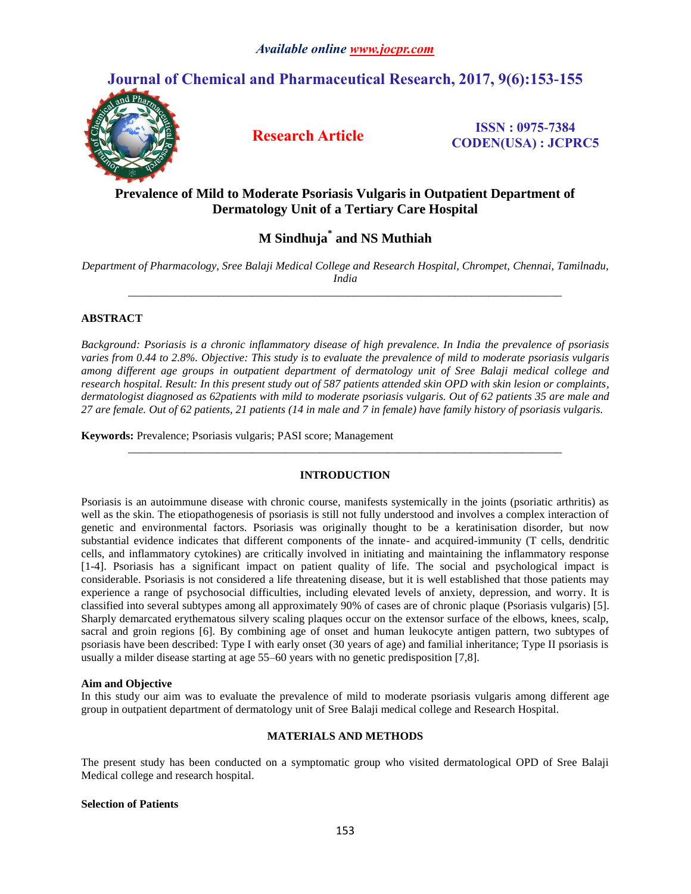# Prevalence of Mild to Moderate Psoriasis Vulgaris in Outpatient Department of Dermatology Unit of a Tertiary Care Hospital

**M Sindhuja[*] and NS Muthiah**

*Department of Pharmacology, Sree Balaji Medical College and Research Hospital, Chrompet, Chennai, Tamilnadu, India*

## ABSTRACT

*Background: Psoriasis is a chronic inflammatory disease of high prevalence. In India the prevalence of psoriasis varies from 0.44 to 2.8%. Objective: This study is to evaluate the prevalence of mild to moderate psoriasis vulgaris among different age groups in outpatient department of dermatology unit of Sree Balaji medical college and research hospital. Result: In this present study out of 587 patients attended skin OPD with skin lesion or complaints, dermatologist diagnosed as 62patients with mild to moderate psoriasis vulgaris. Out of 62 patients 35 are male and 27 are female. Out of 62 patients, 21 patients (14 in male and 7 in female) have family history of psoriasis vulgaris.*

**Keywords:** Prevalence; Psoriasis vulgaris; PASI score; Management

## INTRODUCTION

Psoriasis is an autoimmune disease with chronic course, manifests systemically in the joints (psoriatic arthritis) as well as the skin. The etiopathogenesis of psoriasis is still not fully understood and involves a complex interaction of genetic and environmental factors. Psoriasis was originally thought to be a keratinisation disorder, but now substantial evidence indicates that different components of the innate- and acquired-immunity (T cells, dendritic cells, and inflammatory cytokines) are critically involved in initiating and maintaining the inflammatory response [1-4]. Psoriasis has a significant impact on patient quality of life. The social and psychological impact is considerable. Psoriasis is not considered a life threatening disease, but it is well established that those patients may experience a range of psychosocial difficulties, including elevated levels of anxiety, depression, and worry. It is classified into several subtypes among all approximately 90% of cases are of chronic plaque (Psoriasis vulgaris) [5]. Sharply demarcated erythematous silvery scaling plaques occur on the extensor surface of the elbows, knees, scalp, sacral and groin regions [6]. By combining age of onset and human leukocyte antigen pattern, two subtypes of psoriasis have been described: Type I with early onset (30 years of age) and familial inheritance; Type II psoriasis is usually a milder disease starting at age 55–60 years with no genetic predisposition [7,8].

### Aim and Objective

In this study our aim was to evaluate the prevalence of mild to moderate psoriasis vulgaris among different age group in outpatient department of dermatology unit of Sree Balaji medical college and Research Hospital.

## MATERIALS AND METHODS

The present study has been conducted on a symptomatic group who visited dermatological OPD of Sree Balaji Medical college and research hospital.

### Selection of Patients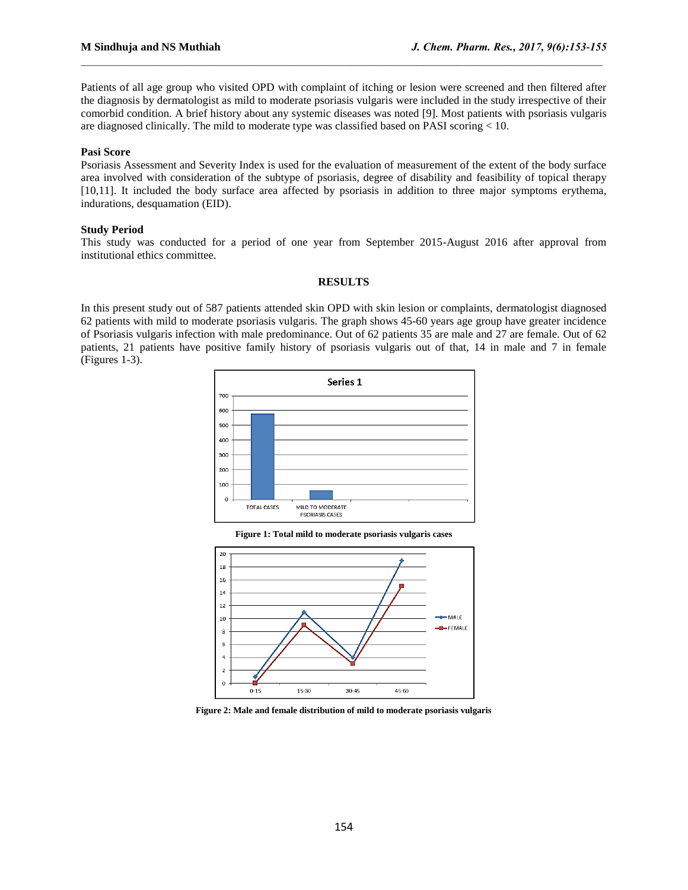Patients of all age group who visited OPD with complaint of itching or lesion were screened and then filtered after the diagnosis by dermatologist as mild to moderate psoriasis vulgaris were included in the study irrespective of their comorbid condition. A brief history about any systemic diseases was noted [9]. Most patients with psoriasis vulgaris are diagnosed clinically. The mild to moderate type was classified based on PASI scoring < 10.

**Pasi Score**

Psoriasis Assessment and Severity Index is used for the evaluation of measurement of the extent of the body surface area involved with consideration of the subtype of psoriasis, degree of disability and feasibility of topical therapy [10,11]. It included the body surface area affected by psoriasis in addition to three major symptoms erythema, indurations, desquamation (EID).

**Study Period**

This study was conducted for a period of one year from September 2015-August 2016 after approval from institutional ethics committee.

## RESULTS

In this present study out of 587 patients attended skin OPD with skin lesion or complaints, dermatologist diagnosed 62 patients with mild to moderate psoriasis vulgaris. The graph shows 45-60 years age group have greater incidence of Psoriasis vulgaris infection with male predominance. Out of 62 patients 35 are male and 27 are female. Out of 62 patients, 21 patients have positive family history of psoriasis vulgaris out of that, 14 in male and 7 in female (Figures 1-3).

**Figure 1: Total mild to moderate psoriasis vulgaris cases**

**Figure 2: Male and female distribution of mild to moderate psoriasis vulgaris**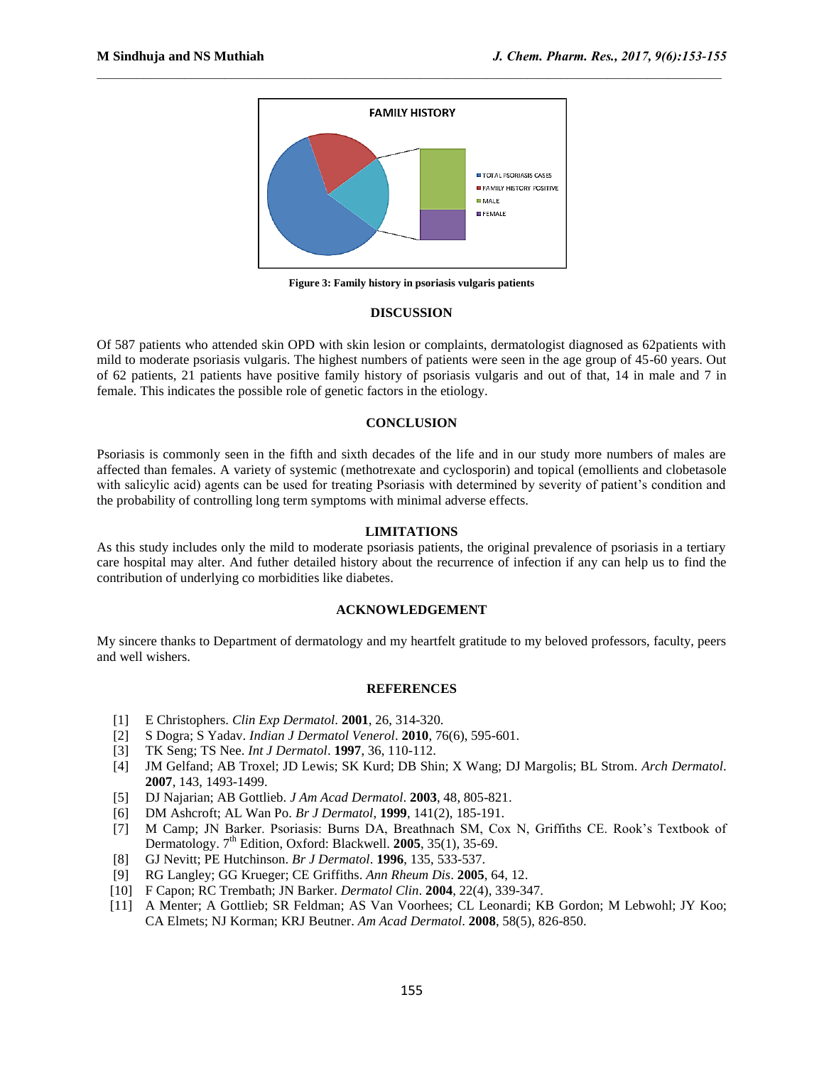FAMILY HISTORY

TOTAL PSORIASIS CASES

FAMILY HISTORY POSITIVE

MALE

FEMALE

**Figure 3: Family history in psoriasis vulgaris patients**

## DISCUSSION

Of 587 patients who attended skin OPD with skin lesion or complaints, dermatologist diagnosed as 62patients with mild to moderate psoriasis vulgaris. The highest numbers of patients were seen in the age group of 45-60 years. Out of 62 patients, 21 patients have positive family history of psoriasis vulgaris and out of that, 14 in male and 7 in female. This indicates the possible role of genetic factors in the etiology.

## CONCLUSION

Psoriasis is commonly seen in the fifth and sixth decades of the life and in our study more numbers of males are affected than females. A variety of systemic (methotrexate and cyclosporin) and topical (emollients and clobetasole with salicylic acid) agents can be used for treating Psoriasis with determined by severity of patient's condition and the probability of controlling long term symptoms with minimal adverse effects.

## LIMITATIONS

As this study includes only the mild to moderate psoriasis patients, the original prevalence of psoriasis in a tertiary care hospital may alter. And futher detailed history about the recurrence of infection if any can help us to find the contribution of underlying co morbidities like diabetes.

## ACKNOWLEDGEMENT

My sincere thanks to Department of dermatology and my heartfelt gratitude to my beloved professors, faculty, peers and well wishers.

## REFERENCES

[1] E Christophers. *Clin Exp Dermatol*. **2001**, 26, 314-320.

[2] S Dogra; S Yadav. *Indian J Dermatol Venerol*. **2010**, 76(6), 595-601.

[3] TK Seng; TS Nee. *Int J Dermatol*. **1997**, 36, 110-112.

[4] JM Gelfand; AB Troxel; JD Lewis; SK Kurd; DB Shin; X Wang; DJ Margolis; BL Strom. *Arch Dermatol*. **2007**, 143, 1493-1499.

[5] DJ Najarian; AB Gottlieb. *J Am Acad Dermatol*. **2003**, 48, 805-821.

[6] DM Ashcroft; AL Wan Po. *Br J Dermatol*, **1999**, 141(2), 185-191.

[7] M Camp; JN Barker. Psoriasis: Burns DA, Breathnach SM, Cox N, Griffiths CE. Rook's Textbook of Dermatology. 7th Edition, Oxford: Blackwell. **2005**, 35(1), 35-69.

[8] GJ Nevitt; PE Hutchinson. *Br J Dermatol*. **1996**, 135, 533-537.

[9] RG Langley; GG Krueger; CE Griffiths. *Ann Rheum Dis*. **2005**, 64, 12.

[10] F Capon; RC Trembath; JN Barker. *Dermatol Clin*. **2004**, 22(4), 339-347.

[11] A Menter; A Gottlieb; SR Feldman; AS Van Voorhees; CL Leonardi; KB Gordon; M Lebwohl; JY Koo; CA Elmets; NJ Korman; KRJ Beutner. *Am Acad Dermatol*. **2008**, 58(5), 826-850.